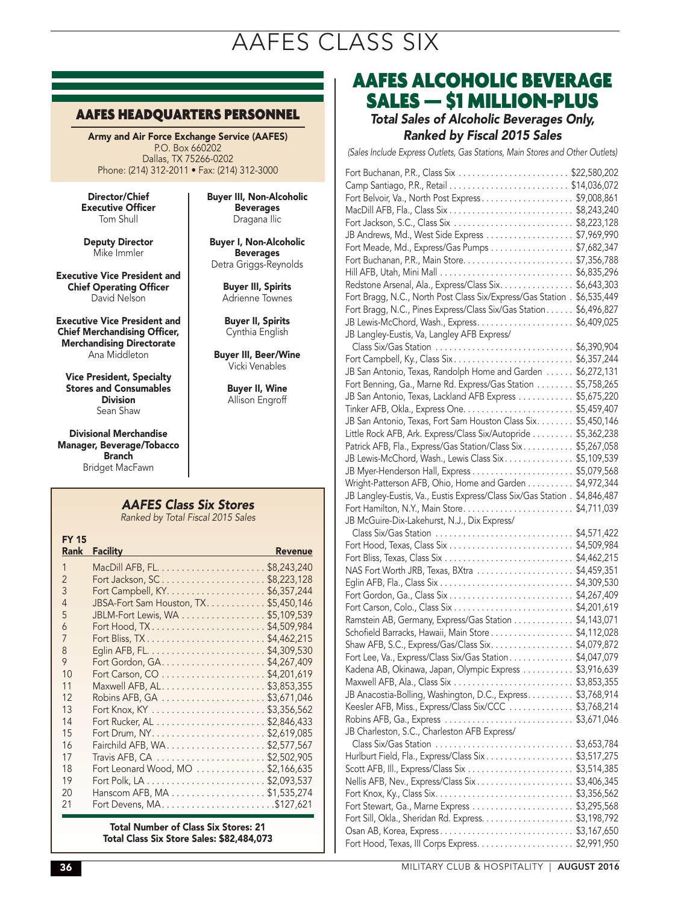# AAFES CLASS SIX

## AAFES HEADQUARTERS PERSONNEL

**Army and Air Force Exchange Service (AAFES)**
P.O. Box 660202
Dallas, TX 75266-0202
Phone: (214) 312-2011 • Fax: (214) 312-3000

**Director/Chief Executive Officer**
Tom Shull

**Deputy Director**
Mike Immler

**Executive Vice President and Chief Operating Officer**
David Nelson

**Executive Vice President and Chief Merchandising Officer, Merchandising Directorate**
Ana Middleton

**Vice President, Specialty Stores and Consumables Division**
Sean Shaw

**Divisional Merchandise Manager, Beverage/Tobacco Branch**
Bridget MacFawn

**Buyer III, Non-Alcoholic Beverages**
Dragana Ilic

**Buyer I, Non-Alcoholic Beverages**
Detra Griggs-Reynolds

**Buyer III, Spirits**
Adrienne Townes

**Buyer II, Spirits**
Cynthia English

**Buyer III, Beer/Wine**
Vicki Venables

**Buyer II, Wine**
Allison Engroff

### *AAFES Class Six Stores*

*Ranked by Total Fiscal 2015 Sales*

| FY 15 Rank | Facility | Revenue |
|---|---|---|
| 1 | MacDill AFB, FL | $8,243,240 |
| 2 | Fort Jackson, SC | $8,223,128 |
| 3 | Fort Campbell, KY | $6,357,244 |
| 4 | JBSA-Fort Sam Houston, TX | $5,450,146 |
| 5 | JBLM-Fort Lewis, WA | $5,109,539 |
| 6 | Fort Hood, TX | $4,509,984 |
| 7 | Fort Bliss, TX | $4,462,215 |
| 8 | Eglin AFB, FL | $4,309,530 |
| 9 | Fort Gordon, GA | $4,267,409 |
| 10 | Fort Carson, CO | $4,201,619 |
| 11 | Maxwell AFB, AL | $3,853,355 |
| 12 | Robins AFB, GA | $3,671,046 |
| 13 | Fort Knox, KY | $3,356,562 |
| 14 | Fort Rucker, AL | $2,846,433 |
| 15 | Fort Drum, NY | $2,619,085 |
| 16 | Fairchild AFB, WA | $2,577,567 |
| 17 | Travis AFB, CA | $2,502,905 |
| 18 | Fort Leonard Wood, MO | $2,166,635 |
| 19 | Fort Polk, LA | $2,093,537 |
| 20 | Hanscom AFB, MA | $1,535,274 |
| 21 | Fort Devens, MA | $127,621 |

**Total Number of Class Six Stores: 21**
**Total Class Six Store Sales: $82,484,073**

## AAFES ALCOHOLIC BEVERAGE SALES — $1 MILLION-PLUS

### *Total Sales of Alcoholic Beverages Only, Ranked by Fiscal 2015 Sales*

*(Sales Include Express Outlets, Gas Stations, Main Stores and Other Outlets)*

| Facility | Sales |
|---|---|
| Fort Buchanan, P.R., Class Six | $22,580,202 |
| Camp Santiago, P.R., Retail | $14,036,072 |
| Fort Belvoir, Va., North Post Express | $9,008,861 |
| MacDill AFB, Fla., Class Six | $8,243,240 |
| Fort Jackson, S.C., Class Six | $8,223,128 |
| JB Andrews, Md., West Side Express | $7,969,990 |
| Fort Meade, Md., Express/Gas Pumps | $7,682,347 |
| Fort Buchanan, P.R., Main Store | $7,356,788 |
| Hill AFB, Utah, Mini Mall | $6,835,296 |
| Redstone Arsenal, Ala., Express/Class Six | $6,643,303 |
| Fort Bragg, N.C., North Post Class Six/Express/Gas Station | $6,535,449 |
| Fort Bragg, N.C., Pines Express/Class Six/Gas Station | $6,496,827 |
| JB Lewis-McChord, Wash., Express | $6,409,025 |
| JB Langley-Eustis, Va, Langley AFB Express/Class Six/Gas Station | $6,390,904 |
| Fort Campbell, Ky., Class Six | $6,357,244 |
| JB San Antonio, Texas, Randolph Home and Garden | $6,272,131 |
| Fort Benning, Ga., Marne Rd. Express/Gas Station | $5,758,265 |
| JB San Antonio, Texas, Lackland AFB Express | $5,675,220 |
| Tinker AFB, Okla., Express One | $5,459,407 |
| JB San Antonio, Texas, Fort Sam Houston Class Six | $5,450,146 |
| Little Rock AFB, Ark. Express/Class Six/Autopride | $5,362,238 |
| Patrick AFB, Fla., Express/Gas Station/Class Six | $5,267,058 |
| JB Lewis-McChord, Wash., Lewis Class Six | $5,109,539 |
| JB Myer-Henderson Hall, Express | $5,079,568 |
| Wright-Patterson AFB, Ohio, Home and Garden | $4,972,344 |
| JB Langley-Eustis, Va., Eustis Express/Class Six/Gas Station | $4,846,487 |
| Fort Hamilton, N.Y., Main Store | $4,711,039 |
| JB McGuire-Dix-Lakehurst, N.J., Dix Express/Class Six/Gas Station | $4,571,422 |
| Fort Hood, Texas, Class Six | $4,509,984 |
| Fort Bliss, Texas, Class Six | $4,462,215 |
| NAS Fort Worth JRB, Texas, BXtra | $4,459,351 |
| Eglin AFB, Fla., Class Six | $4,309,530 |
| Fort Gordon, Ga., Class Six | $4,267,409 |
| Fort Carson, Colo., Class Six | $4,201,619 |
| Ramstein AB, Germany, Express/Gas Station | $4,143,071 |
| Schofield Barracks, Hawaii, Main Store | $4,112,028 |
| Shaw AFB, S.C., Express/Gas/Class Six | $4,079,872 |
| Fort Lee, Va., Express/Class Six/Gas Station | $4,047,079 |
| Kadena AB, Okinawa, Japan, Olympic Express | $3,916,639 |
| Maxwell AFB, Ala., Class Six | $3,853,355 |
| JB Anacostia-Bolling, Washington, D.C., Express | $3,768,914 |
| Keesler AFB, Miss., Express/Class Six/CCC | $3,768,214 |
| Robins AFB, Ga., Express | $3,671,046 |
| JB Charleston, S.C., Charleston AFB Express/Class Six/Gas Station | $3,653,784 |
| Hurlburt Field, Fla., Express/Class Six | $3,517,275 |
| Scott AFB, Ill., Express/Class Six | $3,514,385 |
| Nellis AFB, Nev., Express/Class Six | $3,406,345 |
| Fort Knox, Ky., Class Six | $3,356,562 |
| Fort Stewart, Ga., Marne Express | $3,295,568 |
| Fort Sill, Okla., Sheridan Rd. Express | $3,198,792 |
| Osan AB, Korea, Express | $3,167,650 |
| Fort Hood, Texas, III Corps Express | $2,991,950 |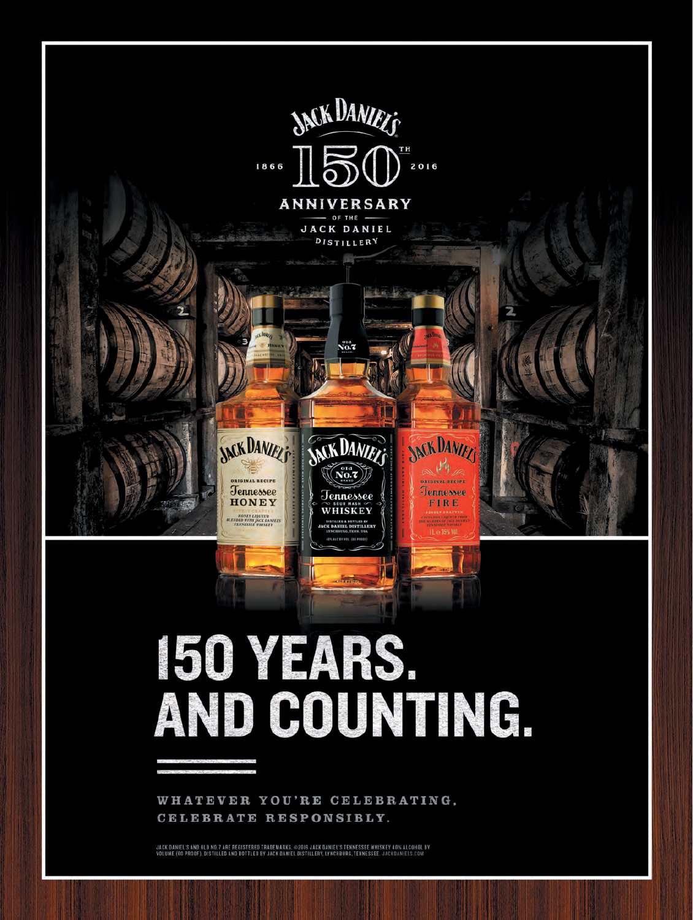JACK DANIEL'S

1866 150TH 2016

ANNIVERSARY OF THE JACK DANIEL DISTILLERY

# 150 YEARS. AND COUNTING.

WHATEVER YOU'RE CELEBRATING. CELEBRATE RESPONSIBLY.

JACK DANIEL'S AND OLD NO.7 ARE REGISTERED TRADEMARKS. ©2016 JACK DANIEL'S TENNESSEE WHISKEY 40% ALCOHOL BY VOLUME (80 PROOF). DISTILLED AND BOTTLED BY JACK DANIEL DISTILLERY, LYNCHBURG, TENNESSEE. JACKDANIELS.COM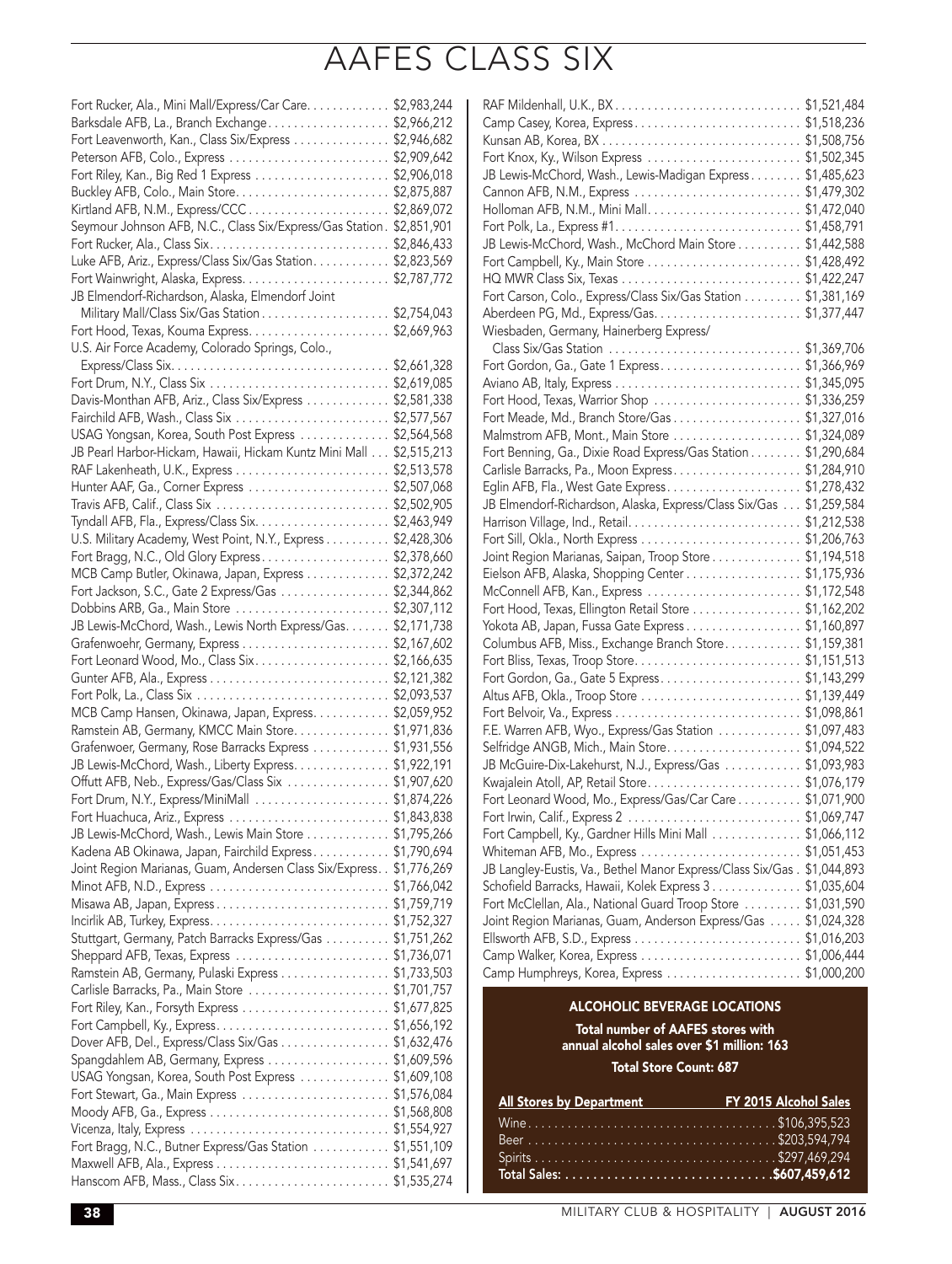# AAFES CLASS SIX

| | |
|---|---|
| Fort Rucker, Ala., Mini Mall/Express/Car Care | $2,983,244 |
| Barksdale AFB, La., Branch Exchange | $2,966,212 |
| Fort Leavenworth, Kan., Class Six/Express | $2,946,682 |
| Peterson AFB, Colo., Express | $2,909,642 |
| Fort Riley, Kan., Big Red 1 Express | $2,906,018 |
| Buckley AFB, Colo., Main Store | $2,875,887 |
| Kirtland AFB, N.M., Express/CCC | $2,869,072 |
| Seymour Johnson AFB, N.C., Class Six/Express/Gas Station | $2,851,901 |
| Fort Rucker, Ala., Class Six | $2,846,433 |
| Luke AFB, Ariz., Express/Class Six/Gas Station | $2,823,569 |
| Fort Wainwright, Alaska, Express | $2,787,772 |
| JB Elmendorf-Richardson, Alaska, Elmendorf Joint Military Mall/Class Six/Gas Station | $2,754,043 |
| Fort Hood, Texas, Kouma Express | $2,669,963 |
| U.S. Air Force Academy, Colorado Springs, Colo., Express/Class Six | $2,661,328 |
| Fort Drum, N.Y., Class Six | $2,619,085 |
| Davis-Monthan AFB, Ariz., Class Six/Express | $2,581,338 |
| Fairchild AFB, Wash., Class Six | $2,577,567 |
| USAG Yongsan, Korea, South Post Express | $2,564,568 |
| JB Pearl Harbor-Hickam, Hawaii, Hickam Kuntz Mini Mall | $2,515,213 |
| RAF Lakenheath, U.K., Express | $2,513,578 |
| Hunter AAF, Ga., Corner Express | $2,507,068 |
| Travis AFB, Calif., Class Six | $2,502,905 |
| Tyndall AFB, Fla., Express/Class Six | $2,463,949 |
| U.S. Military Academy, West Point, N.Y., Express | $2,428,306 |
| Fort Bragg, N.C., Old Glory Express | $2,378,660 |
| MCB Camp Butler, Okinawa, Japan, Express | $2,372,242 |
| Fort Jackson, S.C., Gate 2 Express/Gas | $2,344,862 |
| Dobbins ARB, Ga., Main Store | $2,307,112 |
| JB Lewis-McChord, Wash., Lewis North Express/Gas | $2,171,738 |
| Grafenwoehr, Germany, Express | $2,167,602 |
| Fort Leonard Wood, Mo., Class Six | $2,166,635 |
| Gunter AFB, Ala., Express | $2,121,382 |
| Fort Polk, La., Class Six | $2,093,537 |
| MCB Camp Hansen, Okinawa, Japan, Express | $2,059,952 |
| Ramstein AB, Germany, KMCC Main Store | $1,971,836 |
| Grafenwoer, Germany, Rose Barracks Express | $1,931,556 |
| JB Lewis-McChord, Wash., Liberty Express | $1,922,191 |
| Offutt AFB, Neb., Express/Gas/Class Six | $1,907,620 |
| Fort Drum, N.Y., Express/MiniMall | $1,874,226 |
| Fort Huachuca, Ariz., Express | $1,843,838 |
| JB Lewis-McChord, Wash., Lewis Main Store | $1,795,266 |
| Kadena AB Okinawa, Japan, Fairchild Express | $1,790,694 |
| Joint Region Marianas, Guam, Andersen Class Six/Express | $1,776,269 |
| Minot AFB, N.D., Express | $1,766,042 |
| Misawa AB, Japan, Express | $1,759,719 |
| Incirlik AB, Turkey, Express | $1,752,327 |
| Stuttgart, Germany, Patch Barracks Express/Gas | $1,751,262 |
| Sheppard AFB, Texas, Express | $1,736,071 |
| Ramstein AB, Germany, Pulaski Express | $1,733,503 |
| Carlisle Barracks, Pa., Main Store | $1,701,757 |
| Fort Riley, Kan., Forsyth Express | $1,677,825 |
| Fort Campbell, Ky., Express | $1,656,192 |
| Dover AFB, Del., Express/Class Six/Gas | $1,632,476 |
| Spangdahlem AB, Germany, Express | $1,609,596 |
| USAG Yongsan, Korea, South Post Express | $1,609,108 |
| Fort Stewart, Ga., Main Express | $1,576,084 |
| Moody AFB, Ga., Express | $1,568,808 |
| Vicenza, Italy, Express | $1,554,927 |
| Fort Bragg, N.C., Butner Express/Gas Station | $1,551,109 |
| Maxwell AFB, Ala., Express | $1,541,697 |
| Hanscom AFB, Mass., Class Six | $1,535,274 |
| RAF Mildenhall, U.K., BX | $1,521,484 |
| Camp Casey, Korea, Express | $1,518,236 |
| Kunsan AB, Korea, BX | $1,508,756 |
| Fort Knox, Ky., Wilson Express | $1,502,345 |
| JB Lewis-McChord, Wash., Lewis-Madigan Express | $1,485,623 |
| Cannon AFB, N.M., Express | $1,479,302 |
| Holloman AFB, N.M., Mini Mall | $1,472,040 |
| Fort Polk, La., Express #1 | $1,458,791 |
| JB Lewis-McChord, Wash., McChord Main Store | $1,442,588 |
| Fort Campbell, Ky., Main Store | $1,428,492 |
| HQ MWR Class Six, Texas | $1,422,247 |
| Fort Carson, Colo., Express/Class Six/Gas Station | $1,381,169 |
| Aberdeen PG, Md., Express/Gas | $1,377,447 |
| Wiesbaden, Germany, Hainerberg Express/ Class Six/Gas Station | $1,369,706 |
| Fort Gordon, Ga., Gate 1 Express | $1,366,969 |
| Aviano AB, Italy, Express | $1,345,095 |
| Fort Hood, Texas, Warrior Shop | $1,336,259 |
| Fort Meade, Md., Branch Store/Gas | $1,327,016 |
| Malmstrom AFB, Mont., Main Store | $1,324,089 |
| Fort Benning, Ga., Dixie Road Express/Gas Station | $1,290,684 |
| Carlisle Barracks, Pa., Moon Express | $1,284,910 |
| Eglin AFB, Fla., West Gate Express | $1,278,432 |
| JB Elmendorf-Richardson, Alaska, Express/Class Six/Gas | $1,259,584 |
| Harrison Village, Ind., Retail | $1,212,538 |
| Fort Sill, Okla., North Express | $1,206,763 |
| Joint Region Marianas, Saipan, Troop Store | $1,194,518 |
| Eielson AFB, Alaska, Shopping Center | $1,175,936 |
| McConnell AFB, Kan., Express | $1,172,548 |
| Fort Hood, Texas, Ellington Retail Store | $1,162,202 |
| Yokota AB, Japan, Fussa Gate Express | $1,160,897 |
| Columbus AFB, Miss., Exchange Branch Store | $1,159,381 |
| Fort Bliss, Texas, Troop Store | $1,151,513 |
| Fort Gordon, Ga., Gate 5 Express | $1,143,299 |
| Altus AFB, Okla., Troop Store | $1,139,449 |
| Fort Belvoir, Va., Express | $1,098,861 |
| F.E. Warren AFB, Wyo., Express/Gas Station | $1,097,483 |
| Selfridge ANGB, Mich., Main Store | $1,094,522 |
| JB McGuire-Dix-Lakehurst, N.J., Express/Gas | $1,093,983 |
| Kwajalein Atoll, AP, Retail Store | $1,076,179 |
| Fort Leonard Wood, Mo., Express/Gas/Car Care | $1,071,900 |
| Fort Irwin, Calif., Express 2 | $1,069,747 |
| Fort Campbell, Ky., Gardner Hills Mini Mall | $1,066,112 |
| Whiteman AFB, Mo., Express | $1,051,453 |
| JB Langley-Eustis, Va., Bethel Manor Express/Class Six/Gas | $1,044,893 |
| Schofield Barracks, Hawaii, Kolek Express 3 | $1,035,604 |
| Fort McClellan, Ala., National Guard Troop Store | $1,031,590 |
| Joint Region Marianas, Guam, Anderson Express/Gas | $1,024,328 |
| Ellsworth AFB, S.D., Express | $1,016,203 |
| Camp Walker, Korea, Express | $1,006,444 |
| Camp Humphreys, Korea, Express | $1,000,200 |

## ALCOHOLIC BEVERAGE LOCATIONS

**Total number of AAFES stores with annual alcohol sales over $1 million: 163**

**Total Store Count: 687**

| All Stores by Department | FY 2015 Alcohol Sales |
|---|---|
| Wine | $106,395,523 |
| Beer | $203,594,794 |
| Spirits | $297,469,294 |
| **Total Sales:** | **$607,459,612** |